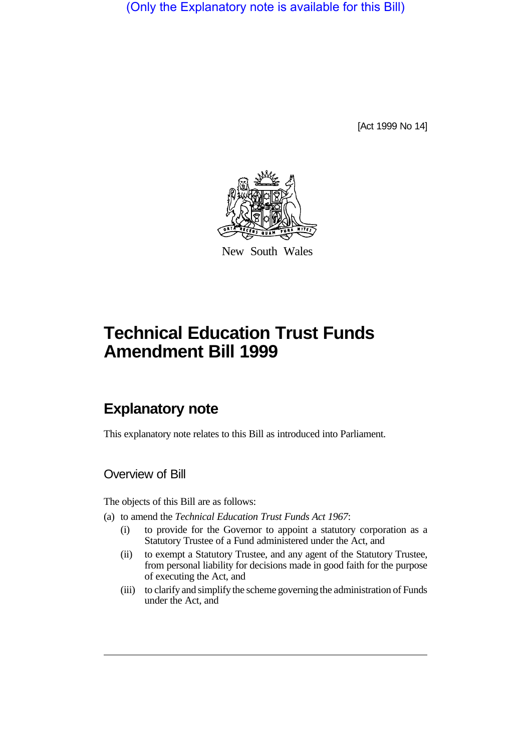(Only the Explanatory note is available for this Bill)

[Act 1999 No 14]

New South Wales

# Technical Education Trust Funds Amendment Bill 1999

## Explanatory note

This explanatory note relates to this Bill as introduced into Parliament.

### Overview of Bill

The objects of this Bill are as follows:

(a) to amend the *Technical Education Trust Funds Act 1967*:

- (i) to provide for the Governor to appoint a statutory corporation as a Statutory Trustee of a Fund administered under the Act, and
- (ii) to exempt a Statutory Trustee, and any agent of the Statutory Trustee, from personal liability for decisions made in good faith for the purpose of executing the Act, and
- (iii) to clarify and simplify the scheme governing the administration of Funds under the Act, and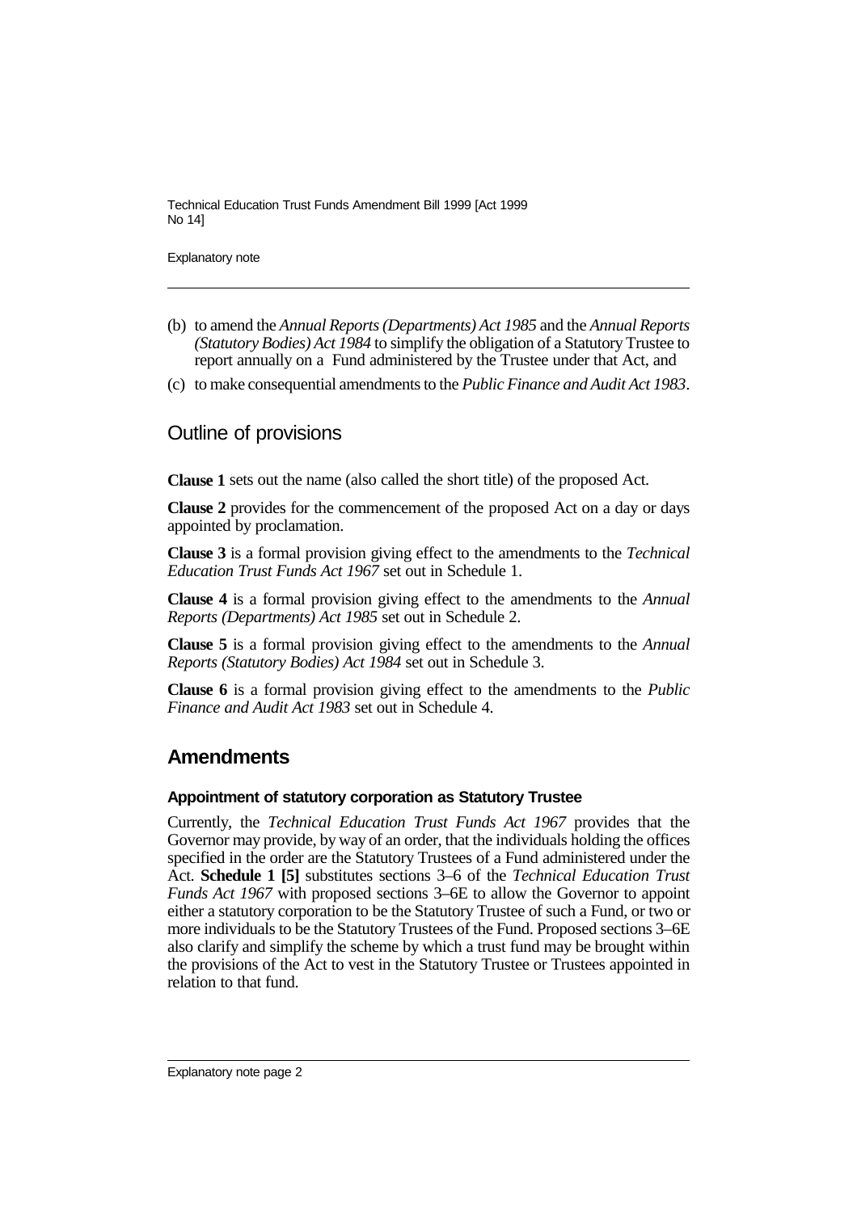(b) to amend the *Annual Reports (Departments) Act 1985* and the *Annual Reports (Statutory Bodies) Act 1984* to simplify the obligation of a Statutory Trustee to report annually on a Fund administered by the Trustee under that Act, and

(c) to make consequential amendments to the *Public Finance and Audit Act 1983*.

## Outline of provisions

**Clause 1** sets out the name (also called the short title) of the proposed Act.

**Clause 2** provides for the commencement of the proposed Act on a day or days appointed by proclamation.

**Clause 3** is a formal provision giving effect to the amendments to the *Technical Education Trust Funds Act 1967* set out in Schedule 1.

**Clause 4** is a formal provision giving effect to the amendments to the *Annual Reports (Departments) Act 1985* set out in Schedule 2.

**Clause 5** is a formal provision giving effect to the amendments to the *Annual Reports (Statutory Bodies) Act 1984* set out in Schedule 3.

**Clause 6** is a formal provision giving effect to the amendments to the *Public Finance and Audit Act 1983* set out in Schedule 4.

## Amendments

### Appointment of statutory corporation as Statutory Trustee

Currently, the *Technical Education Trust Funds Act 1967* provides that the Governor may provide, by way of an order, that the individuals holding the offices specified in the order are the Statutory Trustees of a Fund administered under the Act. **Schedule 1 [5]** substitutes sections 3–6 of the *Technical Education Trust Funds Act 1967* with proposed sections 3–6E to allow the Governor to appoint either a statutory corporation to be the Statutory Trustee of such a Fund, or two or more individuals to be the Statutory Trustees of the Fund. Proposed sections 3–6E also clarify and simplify the scheme by which a trust fund may be brought within the provisions of the Act to vest in the Statutory Trustee or Trustees appointed in relation to that fund.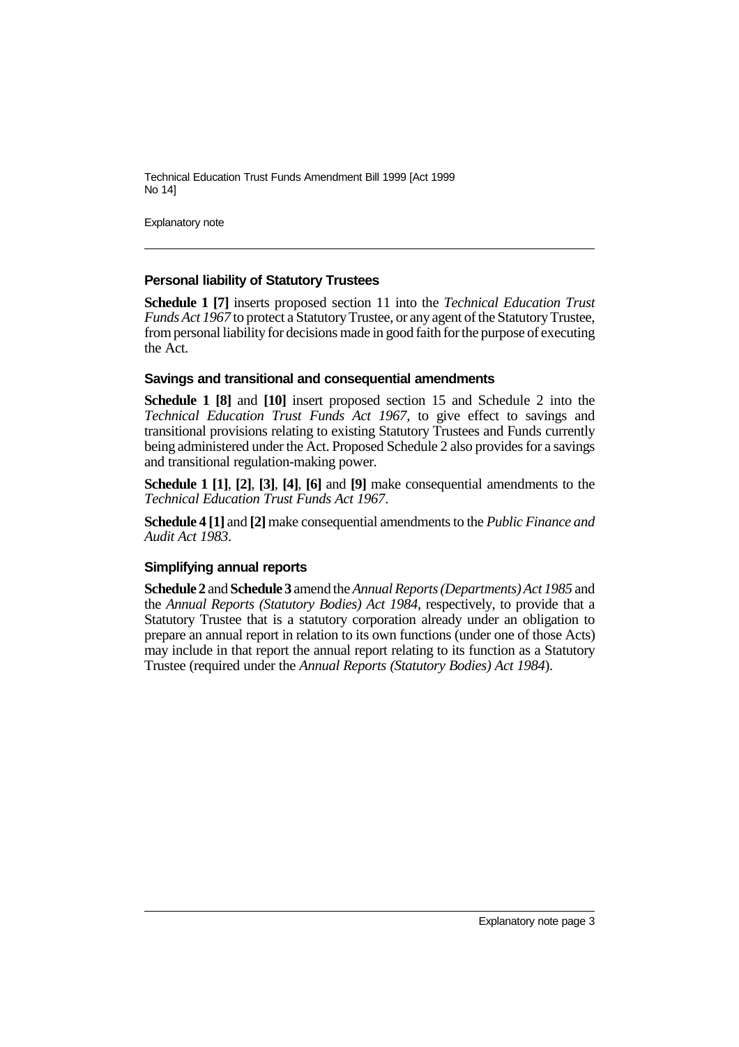### Personal liability of Statutory Trustees

**Schedule 1 [7]** inserts proposed section 11 into the *Technical Education Trust Funds Act 1967* to protect a Statutory Trustee, or any agent of the Statutory Trustee, from personal liability for decisions made in good faith for the purpose of executing the Act.

### Savings and transitional and consequential amendments

**Schedule 1 [8]** and **[10]** insert proposed section 15 and Schedule 2 into the *Technical Education Trust Funds Act 1967*, to give effect to savings and transitional provisions relating to existing Statutory Trustees and Funds currently being administered under the Act. Proposed Schedule 2 also provides for a savings and transitional regulation-making power.

**Schedule 1 [1]**, **[2]**, **[3]**, **[4]**, **[6]** and **[9]** make consequential amendments to the *Technical Education Trust Funds Act 1967*.

**Schedule 4 [1]** and **[2]** make consequential amendments to the *Public Finance and Audit Act 1983*.

### Simplifying annual reports

**Schedule 2** and **Schedule 3** amend the *Annual Reports (Departments) Act 1985* and the *Annual Reports (Statutory Bodies) Act 1984*, respectively, to provide that a Statutory Trustee that is a statutory corporation already under an obligation to prepare an annual report in relation to its own functions (under one of those Acts) may include in that report the annual report relating to its function as a Statutory Trustee (required under the *Annual Reports (Statutory Bodies) Act 1984*).